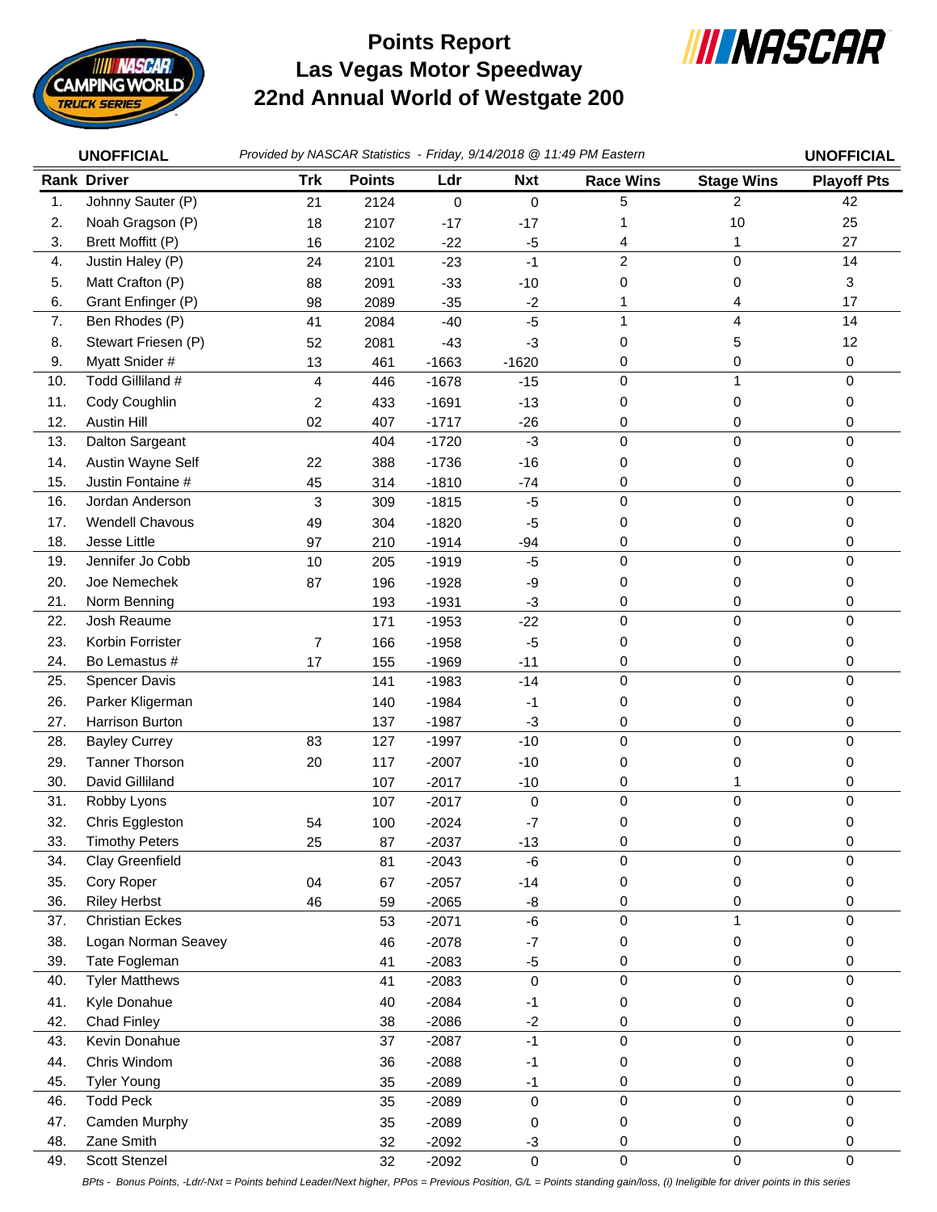# Points Report
## Las Vegas Motor Speedway
## 22nd Annual World of Westgate 200

**UNOFFICIAL** *Provided by NASCAR Statistics - Friday, 9/14/2018 @ 11:49 PM Eastern* **UNOFFICIAL**

| Rank | Driver | Trk | Points | Ldr | Nxt | Race Wins | Stage Wins | Playoff Pts |
|---|---|---|---|---|---|---|---|---|
| 1. | Johnny Sauter (P) | 21 | 2124 | 0 | 0 | 5 | 2 | 42 |
| 2. | Noah Gragson (P) | 18 | 2107 | -17 | -17 | 1 | 10 | 25 |
| 3. | Brett Moffitt (P) | 16 | 2102 | -22 | -5 | 4 | 1 | 27 |
| 4. | Justin Haley (P) | 24 | 2101 | -23 | -1 | 2 | 0 | 14 |
| 5. | Matt Crafton (P) | 88 | 2091 | -33 | -10 | 0 | 0 | 3 |
| 6. | Grant Enfinger (P) | 98 | 2089 | -35 | -2 | 1 | 4 | 17 |
| 7. | Ben Rhodes (P) | 41 | 2084 | -40 | -5 | 1 | 4 | 14 |
| 8. | Stewart Friesen (P) | 52 | 2081 | -43 | -3 | 0 | 5 | 12 |
| 9. | Myatt Snider # | 13 | 461 | -1663 | -1620 | 0 | 0 | 0 |
| 10. | Todd Gilliland # | 4 | 446 | -1678 | -15 | 0 | 1 | 0 |
| 11. | Cody Coughlin | 2 | 433 | -1691 | -13 | 0 | 0 | 0 |
| 12. | Austin Hill | 02 | 407 | -1717 | -26 | 0 | 0 | 0 |
| 13. | Dalton Sargeant | | 404 | -1720 | -3 | 0 | 0 | 0 |
| 14. | Austin Wayne Self | 22 | 388 | -1736 | -16 | 0 | 0 | 0 |
| 15. | Justin Fontaine # | 45 | 314 | -1810 | -74 | 0 | 0 | 0 |
| 16. | Jordan Anderson | 3 | 309 | -1815 | -5 | 0 | 0 | 0 |
| 17. | Wendell Chavous | 49 | 304 | -1820 | -5 | 0 | 0 | 0 |
| 18. | Jesse Little | 97 | 210 | -1914 | -94 | 0 | 0 | 0 |
| 19. | Jennifer Jo Cobb | 10 | 205 | -1919 | -5 | 0 | 0 | 0 |
| 20. | Joe Nemechek | 87 | 196 | -1928 | -9 | 0 | 0 | 0 |
| 21. | Norm Benning | | 193 | -1931 | -3 | 0 | 0 | 0 |
| 22. | Josh Reaume | | 171 | -1953 | -22 | 0 | 0 | 0 |
| 23. | Korbin Forrister | 7 | 166 | -1958 | -5 | 0 | 0 | 0 |
| 24. | Bo Lemastus # | 17 | 155 | -1969 | -11 | 0 | 0 | 0 |
| 25. | Spencer Davis | | 141 | -1983 | -14 | 0 | 0 | 0 |
| 26. | Parker Kligerman | | 140 | -1984 | -1 | 0 | 0 | 0 |
| 27. | Harrison Burton | | 137 | -1987 | -3 | 0 | 0 | 0 |
| 28. | Bayley Currey | 83 | 127 | -1997 | -10 | 0 | 0 | 0 |
| 29. | Tanner Thorson | 20 | 117 | -2007 | -10 | 0 | 0 | 0 |
| 30. | David Gilliland | | 107 | -2017 | -10 | 0 | 1 | 0 |
| 31. | Robby Lyons | | 107 | -2017 | 0 | 0 | 0 | 0 |
| 32. | Chris Eggleston | 54 | 100 | -2024 | -7 | 0 | 0 | 0 |
| 33. | Timothy Peters | 25 | 87 | -2037 | -13 | 0 | 0 | 0 |
| 34. | Clay Greenfield | | 81 | -2043 | -6 | 0 | 0 | 0 |
| 35. | Cory Roper | 04 | 67 | -2057 | -14 | 0 | 0 | 0 |
| 36. | Riley Herbst | 46 | 59 | -2065 | -8 | 0 | 0 | 0 |
| 37. | Christian Eckes | | 53 | -2071 | -6 | 0 | 1 | 0 |
| 38. | Logan Norman Seavey | | 46 | -2078 | -7 | 0 | 0 | 0 |
| 39. | Tate Fogleman | | 41 | -2083 | -5 | 0 | 0 | 0 |
| 40. | Tyler Matthews | | 41 | -2083 | 0 | 0 | 0 | 0 |
| 41. | Kyle Donahue | | 40 | -2084 | -1 | 0 | 0 | 0 |
| 42. | Chad Finley | | 38 | -2086 | -2 | 0 | 0 | 0 |
| 43. | Kevin Donahue | | 37 | -2087 | -1 | 0 | 0 | 0 |
| 44. | Chris Windom | | 36 | -2088 | -1 | 0 | 0 | 0 |
| 45. | Tyler Young | | 35 | -2089 | -1 | 0 | 0 | 0 |
| 46. | Todd Peck | | 35 | -2089 | 0 | 0 | 0 | 0 |
| 47. | Camden Murphy | | 35 | -2089 | 0 | 0 | 0 | 0 |
| 48. | Zane Smith | | 32 | -2092 | -3 | 0 | 0 | 0 |
| 49. | Scott Stenzel | | 32 | -2092 | 0 | 0 | 0 | 0 |

*BPts - Bonus Points, -Ldr/-Nxt = Points behind Leader/Next higher, PPos = Previous Position, G/L = Points standing gain/loss, (i) Ineligible for driver points in this series*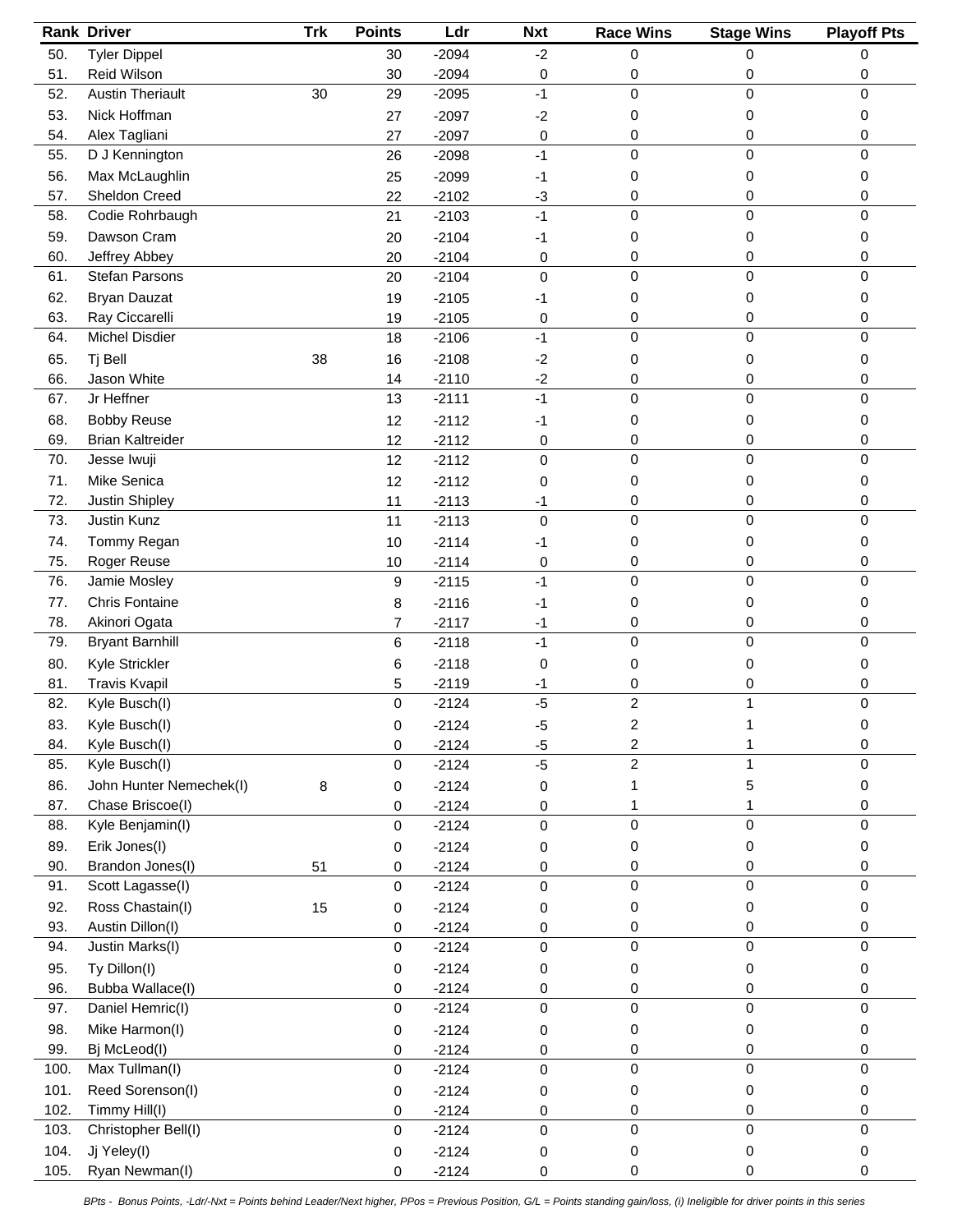| Rank | Driver | Trk | Points | Ldr | Nxt | Race Wins | Stage Wins | Playoff Pts |
|---|---|---|---|---|---|---|---|---|
| 50. | Tyler Dippel | | 30 | -2094 | -2 | 0 | 0 | 0 |
| 51. | Reid Wilson | | 30 | -2094 | 0 | 0 | 0 | 0 |
| 52. | Austin Theriault | 30 | 29 | -2095 | -1 | 0 | 0 | 0 |
| 53. | Nick Hoffman | | 27 | -2097 | -2 | 0 | 0 | 0 |
| 54. | Alex Tagliani | | 27 | -2097 | 0 | 0 | 0 | 0 |
| 55. | D J Kennington | | 26 | -2098 | -1 | 0 | 0 | 0 |
| 56. | Max McLaughlin | | 25 | -2099 | -1 | 0 | 0 | 0 |
| 57. | Sheldon Creed | | 22 | -2102 | -3 | 0 | 0 | 0 |
| 58. | Codie Rohrbaugh | | 21 | -2103 | -1 | 0 | 0 | 0 |
| 59. | Dawson Cram | | 20 | -2104 | -1 | 0 | 0 | 0 |
| 60. | Jeffrey Abbey | | 20 | -2104 | 0 | 0 | 0 | 0 |
| 61. | Stefan Parsons | | 20 | -2104 | 0 | 0 | 0 | 0 |
| 62. | Bryan Dauzat | | 19 | -2105 | -1 | 0 | 0 | 0 |
| 63. | Ray Ciccarelli | | 19 | -2105 | 0 | 0 | 0 | 0 |
| 64. | Michel Disdier | | 18 | -2106 | -1 | 0 | 0 | 0 |
| 65. | Tj Bell | 38 | 16 | -2108 | -2 | 0 | 0 | 0 |
| 66. | Jason White | | 14 | -2110 | -2 | 0 | 0 | 0 |
| 67. | Jr Heffner | | 13 | -2111 | -1 | 0 | 0 | 0 |
| 68. | Bobby Reuse | | 12 | -2112 | -1 | 0 | 0 | 0 |
| 69. | Brian Kaltreider | | 12 | -2112 | 0 | 0 | 0 | 0 |
| 70. | Jesse Iwuji | | 12 | -2112 | 0 | 0 | 0 | 0 |
| 71. | Mike Senica | | 12 | -2112 | 0 | 0 | 0 | 0 |
| 72. | Justin Shipley | | 11 | -2113 | -1 | 0 | 0 | 0 |
| 73. | Justin Kunz | | 11 | -2113 | 0 | 0 | 0 | 0 |
| 74. | Tommy Regan | | 10 | -2114 | -1 | 0 | 0 | 0 |
| 75. | Roger Reuse | | 10 | -2114 | 0 | 0 | 0 | 0 |
| 76. | Jamie Mosley | | 9 | -2115 | -1 | 0 | 0 | 0 |
| 77. | Chris Fontaine | | 8 | -2116 | -1 | 0 | 0 | 0 |
| 78. | Akinori Ogata | | 7 | -2117 | -1 | 0 | 0 | 0 |
| 79. | Bryant Barnhill | | 6 | -2118 | -1 | 0 | 0 | 0 |
| 80. | Kyle Strickler | | 6 | -2118 | 0 | 0 | 0 | 0 |
| 81. | Travis Kvapil | | 5 | -2119 | -1 | 0 | 0 | 0 |
| 82. | Kyle Busch(I) | | 0 | -2124 | -5 | 2 | 1 | 0 |
| 83. | Kyle Busch(I) | | 0 | -2124 | -5 | 2 | 1 | 0 |
| 84. | Kyle Busch(I) | | 0 | -2124 | -5 | 2 | 1 | 0 |
| 85. | Kyle Busch(I) | | 0 | -2124 | -5 | 2 | 1 | 0 |
| 86. | John Hunter Nemechek(I) | 8 | 0 | -2124 | 0 | 1 | 5 | 0 |
| 87. | Chase Briscoe(I) | | 0 | -2124 | 0 | 1 | 1 | 0 |
| 88. | Kyle Benjamin(I) | | 0 | -2124 | 0 | 0 | 0 | 0 |
| 89. | Erik Jones(I) | | 0 | -2124 | 0 | 0 | 0 | 0 |
| 90. | Brandon Jones(I) | 51 | 0 | -2124 | 0 | 0 | 0 | 0 |
| 91. | Scott Lagasse(I) | | 0 | -2124 | 0 | 0 | 0 | 0 |
| 92. | Ross Chastain(I) | 15 | 0 | -2124 | 0 | 0 | 0 | 0 |
| 93. | Austin Dillon(I) | | 0 | -2124 | 0 | 0 | 0 | 0 |
| 94. | Justin Marks(I) | | 0 | -2124 | 0 | 0 | 0 | 0 |
| 95. | Ty Dillon(I) | | 0 | -2124 | 0 | 0 | 0 | 0 |
| 96. | Bubba Wallace(I) | | 0 | -2124 | 0 | 0 | 0 | 0 |
| 97. | Daniel Hemric(I) | | 0 | -2124 | 0 | 0 | 0 | 0 |
| 98. | Mike Harmon(I) | | 0 | -2124 | 0 | 0 | 0 | 0 |
| 99. | Bj McLeod(I) | | 0 | -2124 | 0 | 0 | 0 | 0 |
| 100. | Max Tullman(I) | | 0 | -2124 | 0 | 0 | 0 | 0 |
| 101. | Reed Sorenson(I) | | 0 | -2124 | 0 | 0 | 0 | 0 |
| 102. | Timmy Hill(I) | | 0 | -2124 | 0 | 0 | 0 | 0 |
| 103. | Christopher Bell(I) | | 0 | -2124 | 0 | 0 | 0 | 0 |
| 104. | Jj Yeley(I) | | 0 | -2124 | 0 | 0 | 0 | 0 |
| 105. | Ryan Newman(I) | | 0 | -2124 | 0 | 0 | 0 | 0 |

*BPts - Bonus Points, -Ldr/-Nxt = Points behind Leader/Next higher, PPos = Previous Position, G/L = Points standing gain/loss, (i) Ineligible for driver points in this series*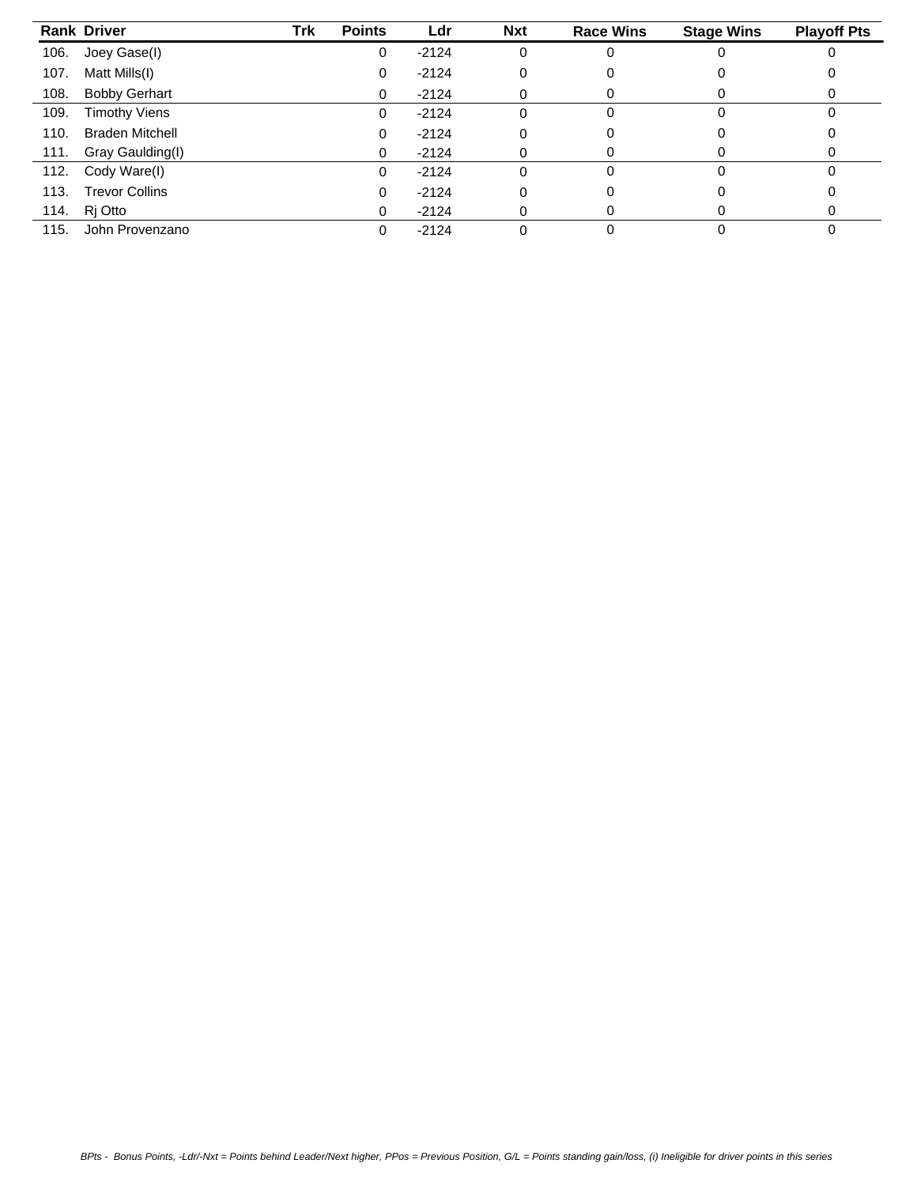| Rank | Driver | Trk | Points | Ldr | Nxt | Race Wins | Stage Wins | Playoff Pts |
|---|---|---|---|---|---|---|---|---|
| 106. | Joey Gase(I) | | 0 | -2124 | 0 | 0 | 0 | 0 |
| 107. | Matt Mills(I) | | 0 | -2124 | 0 | 0 | 0 | 0 |
| 108. | Bobby Gerhart | | 0 | -2124 | 0 | 0 | 0 | 0 |
| 109. | Timothy Viens | | 0 | -2124 | 0 | 0 | 0 | 0 |
| 110. | Braden Mitchell | | 0 | -2124 | 0 | 0 | 0 | 0 |
| 111. | Gray Gaulding(I) | | 0 | -2124 | 0 | 0 | 0 | 0 |
| 112. | Cody Ware(I) | | 0 | -2124 | 0 | 0 | 0 | 0 |
| 113. | Trevor Collins | | 0 | -2124 | 0 | 0 | 0 | 0 |
| 114. | Rj Otto | | 0 | -2124 | 0 | 0 | 0 | 0 |
| 115. | John Provenzano | | 0 | -2124 | 0 | 0 | 0 | 0 |

*BPts - Bonus Points, -Ldr/-Nxt = Points behind Leader/Next higher, PPos = Previous Position, G/L = Points standing gain/loss, (i) Ineligible for driver points in this series*